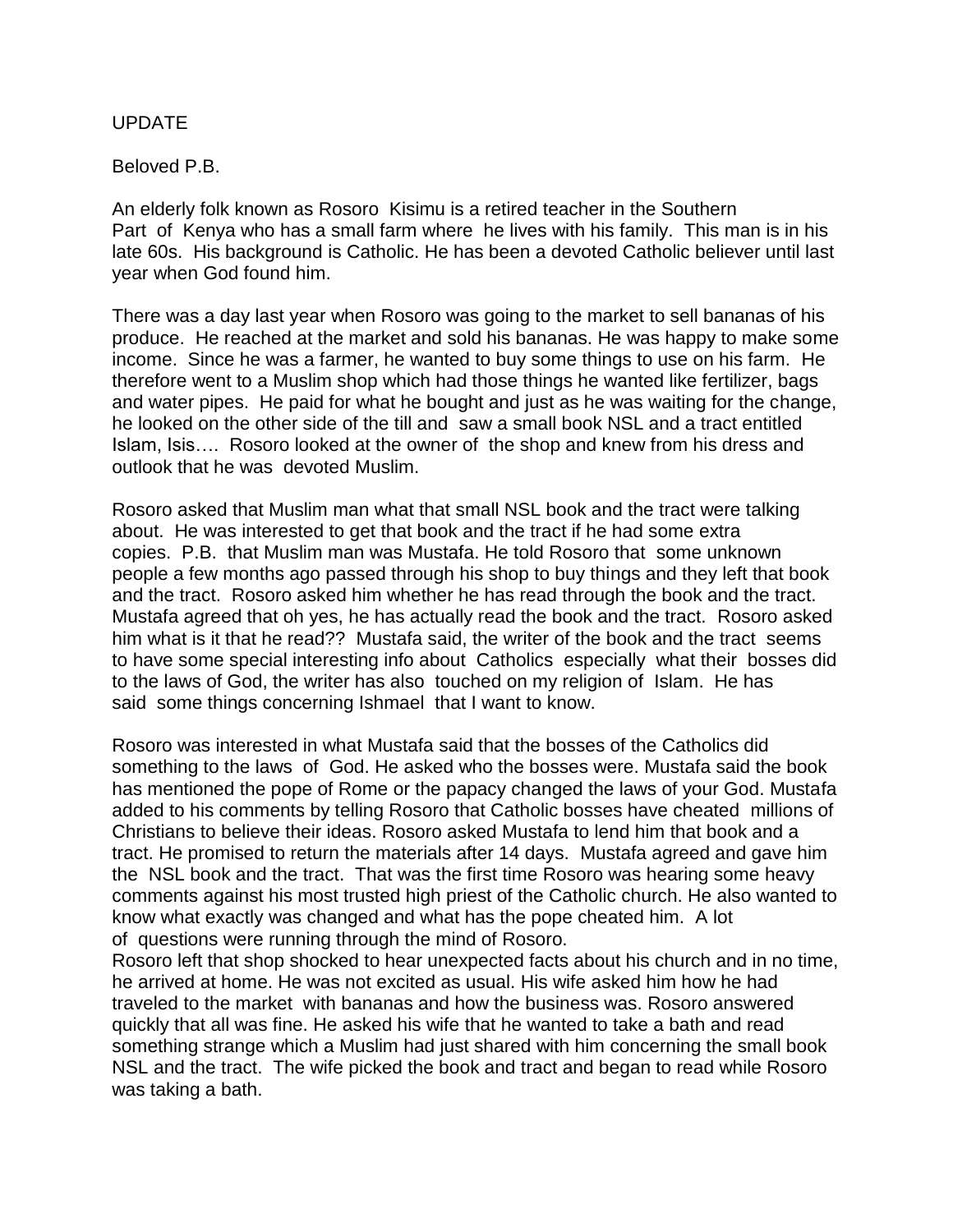UPDATE

Beloved P.B.

An elderly folk known as Rosoro Kisimu is a retired teacher in the Southern Part of Kenya who has a small farm where he lives with his family. This man is in his late 60s. His background is Catholic. He has been a devoted Catholic believer until last year when God found him.

There was a day last year when Rosoro was going to the market to sell bananas of his produce. He reached at the market and sold his bananas. He was happy to make some income. Since he was a farmer, he wanted to buy some things to use on his farm. He therefore went to a Muslim shop which had those things he wanted like fertilizer, bags and water pipes. He paid for what he bought and just as he was waiting for the change, he looked on the other side of the till and saw a small book NSL and a tract entitled Islam, Isis…. Rosoro looked at the owner of the shop and knew from his dress and outlook that he was devoted Muslim.

Rosoro asked that Muslim man what that small NSL book and the tract were talking about. He was interested to get that book and the tract if he had some extra copies. P.B. that Muslim man was Mustafa. He told Rosoro that some unknown people a few months ago passed through his shop to buy things and they left that book and the tract. Rosoro asked him whether he has read through the book and the tract. Mustafa agreed that oh yes, he has actually read the book and the tract. Rosoro asked him what is it that he read?? Mustafa said, the writer of the book and the tract seems to have some special interesting info about Catholics especially what their bosses did to the laws of God, the writer has also touched on my religion of Islam. He has said some things concerning Ishmael that I want to know.

Rosoro was interested in what Mustafa said that the bosses of the Catholics did something to the laws of God. He asked who the bosses were. Mustafa said the book has mentioned the pope of Rome or the papacy changed the laws of your God. Mustafa added to his comments by telling Rosoro that Catholic bosses have cheated millions of Christians to believe their ideas. Rosoro asked Mustafa to lend him that book and a tract. He promised to return the materials after 14 days. Mustafa agreed and gave him the NSL book and the tract. That was the first time Rosoro was hearing some heavy comments against his most trusted high priest of the Catholic church. He also wanted to know what exactly was changed and what has the pope cheated him. A lot of questions were running through the mind of Rosoro.
Rosoro left that shop shocked to hear unexpected facts about his church and in no time, he arrived at home. He was not excited as usual. His wife asked him how he had traveled to the market with bananas and how the business was. Rosoro answered quickly that all was fine. He asked his wife that he wanted to take a bath and read something strange which a Muslim had just shared with him concerning the small book NSL and the tract. The wife picked the book and tract and began to read while Rosoro was taking a bath.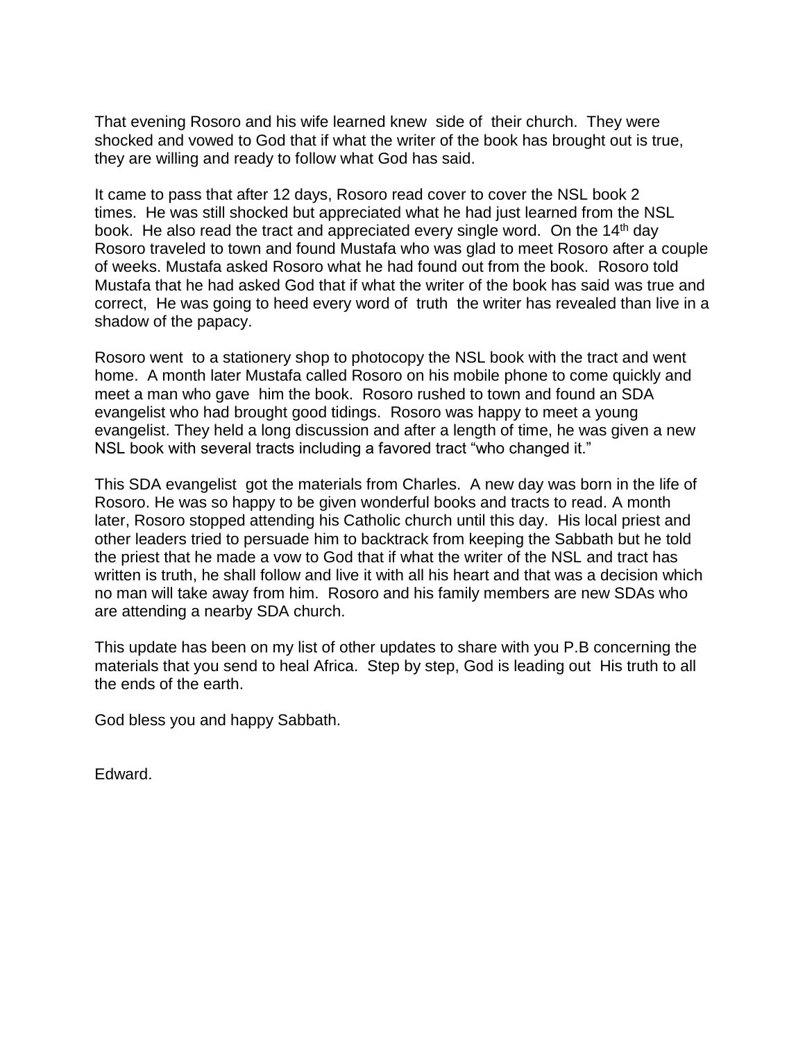That evening Rosoro and his wife learned knew side of their church. They were shocked and vowed to God that if what the writer of the book has brought out is true, they are willing and ready to follow what God has said.

It came to pass that after 12 days, Rosoro read cover to cover the NSL book 2 times. He was still shocked but appreciated what he had just learned from the NSL book. He also read the tract and appreciated every single word. On the 14th day Rosoro traveled to town and found Mustafa who was glad to meet Rosoro after a couple of weeks. Mustafa asked Rosoro what he had found out from the book. Rosoro told Mustafa that he had asked God that if what the writer of the book has said was true and correct, He was going to heed every word of truth the writer has revealed than live in a shadow of the papacy.

Rosoro went to a stationery shop to photocopy the NSL book with the tract and went home. A month later Mustafa called Rosoro on his mobile phone to come quickly and meet a man who gave him the book. Rosoro rushed to town and found an SDA evangelist who had brought good tidings. Rosoro was happy to meet a young evangelist. They held a long discussion and after a length of time, he was given a new NSL book with several tracts including a favored tract "who changed it."

This SDA evangelist got the materials from Charles. A new day was born in the life of Rosoro. He was so happy to be given wonderful books and tracts to read. A month later, Rosoro stopped attending his Catholic church until this day. His local priest and other leaders tried to persuade him to backtrack from keeping the Sabbath but he told the priest that he made a vow to God that if what the writer of the NSL and tract has written is truth, he shall follow and live it with all his heart and that was a decision which no man will take away from him. Rosoro and his family members are new SDAs who are attending a nearby SDA church.

This update has been on my list of other updates to share with you P.B concerning the materials that you send to heal Africa. Step by step, God is leading out His truth to all the ends of the earth.

God bless you and happy Sabbath.

Edward.